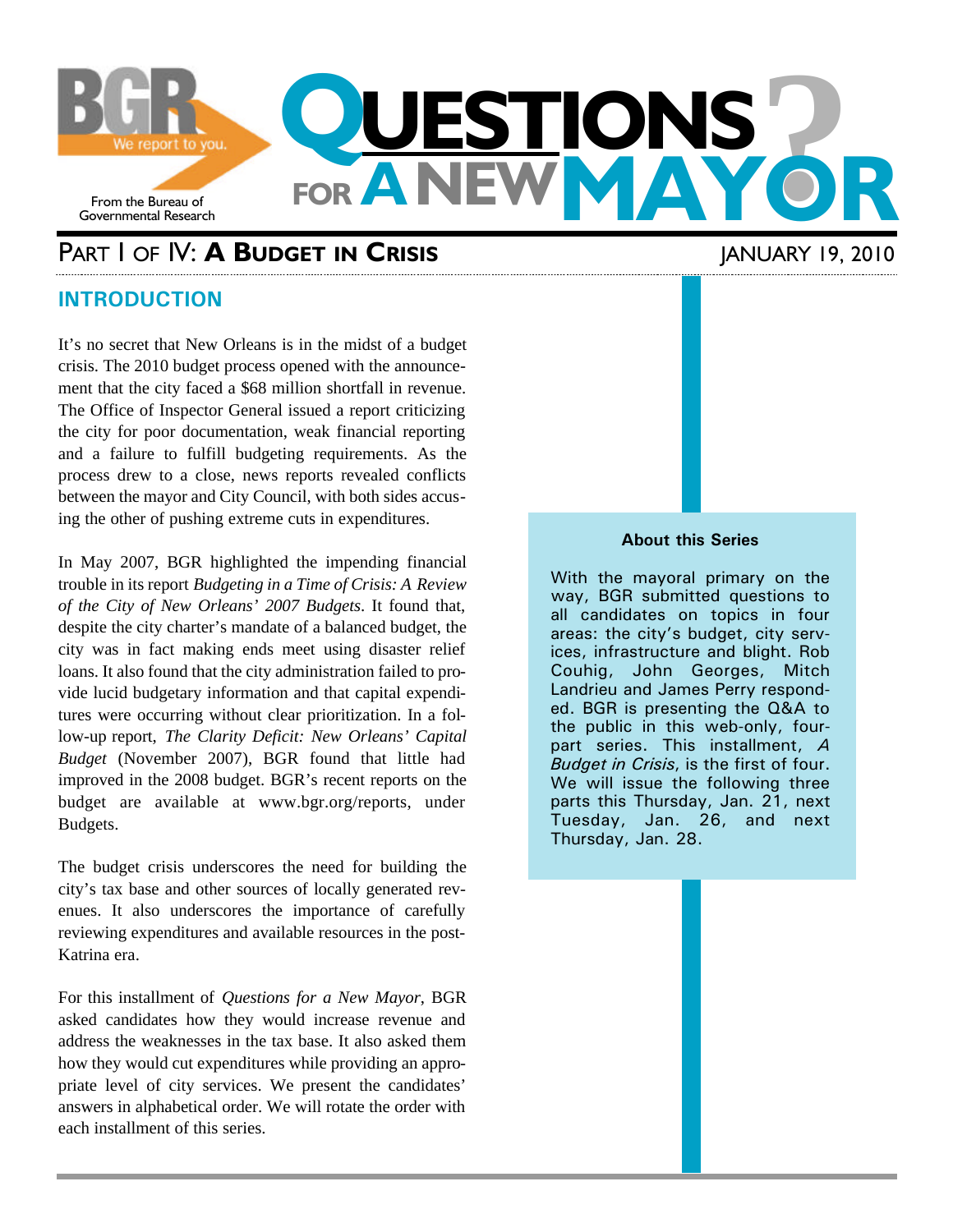BGR — We report to you.

From the Bureau of Governmental Research

# QUESTIONS FOR A NEW MAYOR?

## PART I OF IV: A BUDGET IN CRISIS

JANUARY 19, 2010

## INTRODUCTION

It's no secret that New Orleans is in the midst of a budget crisis. The 2010 budget process opened with the announcement that the city faced a $68 million shortfall in revenue. The Office of Inspector General issued a report criticizing the city for poor documentation, weak financial reporting and a failure to fulfill budgeting requirements. As the process drew to a close, news reports revealed conflicts between the mayor and City Council, with both sides accusing the other of pushing extreme cuts in expenditures.

In May 2007, BGR highlighted the impending financial trouble in its report *Budgeting in a Time of Crisis: A Review of the City of New Orleans' 2007 Budgets*. It found that, despite the city charter's mandate of a balanced budget, the city was in fact making ends meet using disaster relief loans. It also found that the city administration failed to provide lucid budgetary information and that capital expenditures were occurring without clear prioritization. In a follow-up report, *The Clarity Deficit: New Orleans' Capital Budget* (November 2007), BGR found that little had improved in the 2008 budget. BGR's recent reports on the budget are available at www.bgr.org/reports, under Budgets.

The budget crisis underscores the need for building the city's tax base and other sources of locally generated revenues. It also underscores the importance of carefully reviewing expenditures and available resources in the post-Katrina era.

For this installment of *Questions for a New Mayor*, BGR asked candidates how they would increase revenue and address the weaknesses in the tax base. It also asked them how they would cut expenditures while providing an appropriate level of city services. We present the candidates' answers in alphabetical order. We will rotate the order with each installment of this series.

**About this Series**

With the mayoral primary on the way, BGR submitted questions to all candidates on topics in four areas: the city's budget, city services, infrastructure and blight. Rob Couhig, John Georges, Mitch Landrieu and James Perry responded. BGR is presenting the Q&A to the public in this web-only, four-part series. This installment, *A Budget in Crisis*, is the first of four. We will issue the following three parts this Thursday, Jan. 21, next Tuesday, Jan. 26, and next Thursday, Jan. 28.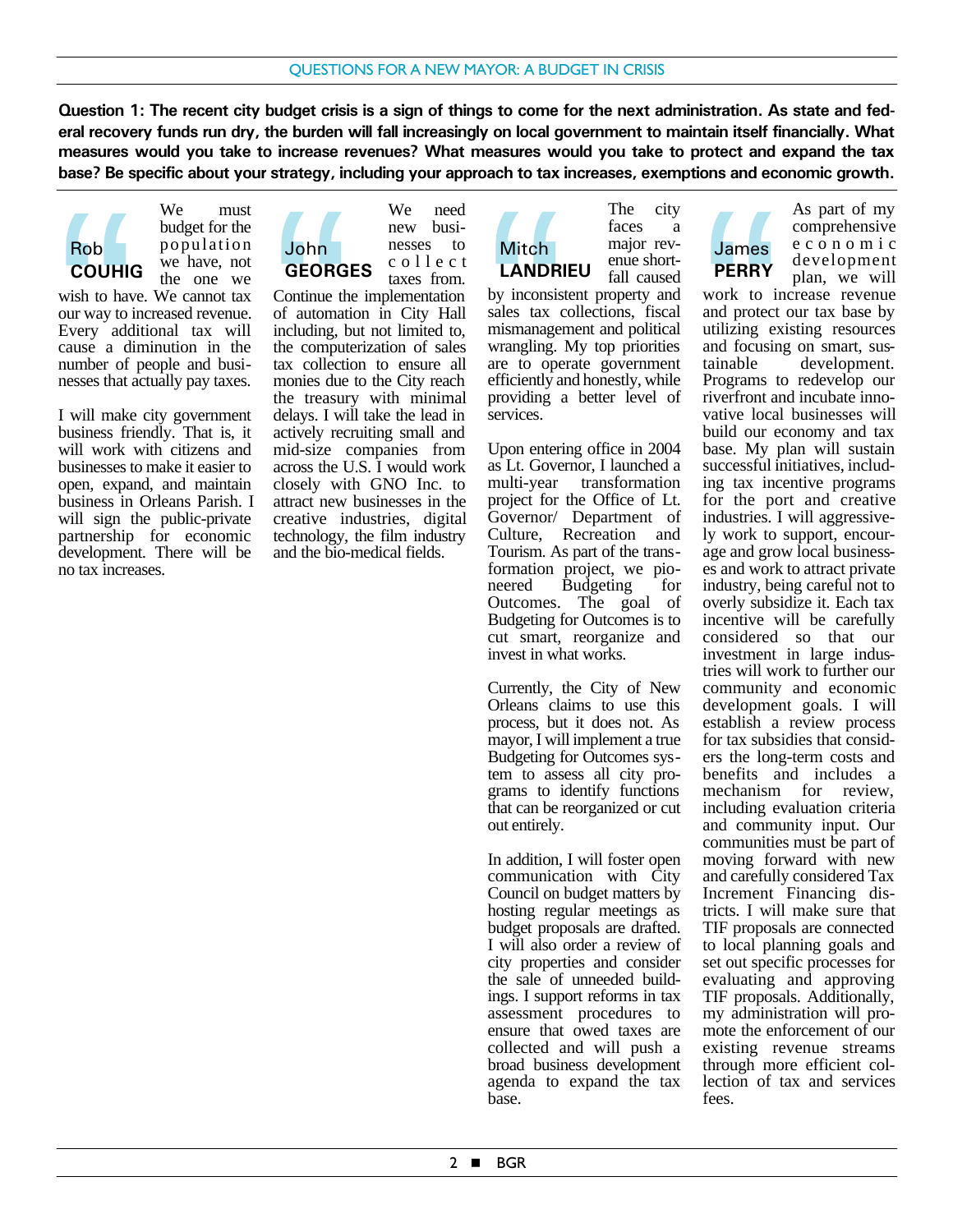## QUESTIONS FOR A NEW MAYOR: A BUDGET IN CRISIS

**Question 1: The recent city budget crisis is a sign of things to come for the next administration. As state and federal recovery funds run dry, the burden will fall increasingly on local government to maintain itself financially. What measures would you take to increase revenues? What measures would you take to protect and expand the tax base? Be specific about your strategy, including your approach to tax increases, exemptions and economic growth.**

### Rob COUHIG

We must budget for the population we have, not the one we wish to have. We cannot tax our way to increased revenue. Every additional tax will cause a diminution in the number of people and businesses that actually pay taxes.

I will make city government business friendly. That is, it will work with citizens and businesses to make it easier to open, expand, and maintain business in Orleans Parish. I will sign the public-private partnership for economic development. There will be no tax increases.

### John GEORGES

We need new businesses to collect taxes from. Continue the implementation of automation in City Hall including, but not limited to, the computerization of sales tax collection to ensure all monies due to the City reach the treasury with minimal delays. I will take the lead in actively recruiting small and mid-size companies from across the U.S. I would work closely with GNO Inc. to attract new businesses in the creative industries, digital technology, the film industry and the bio-medical fields.

### Mitch LANDRIEU

The city faces a major revenue shortfall caused by inconsistent property and sales tax collections, fiscal mismanagement and political wrangling. My top priorities are to operate government efficiently and honestly, while providing a better level of services.

Upon entering office in 2004 as Lt. Governor, I launched a multi-year transformation project for the Office of Lt. Governor/ Department of Culture, Recreation and Tourism. As part of the transformation project, we pioneered Budgeting for Outcomes. The goal of Budgeting for Outcomes is to cut smart, reorganize and invest in what works.

Currently, the City of New Orleans claims to use this process, but it does not. As mayor, I will implement a true Budgeting for Outcomes system to assess all city programs to identify functions that can be reorganized or cut out entirely.

In addition, I will foster open communication with City Council on budget matters by hosting regular meetings as budget proposals are drafted. I will also order a review of city properties and consider the sale of unneeded buildings. I support reforms in tax assessment procedures to ensure that owed taxes are collected and will push a broad business development agenda to expand the tax base.

### James PERRY

As part of my comprehensive economic development plan, we will work to increase revenue and protect our tax base by utilizing existing resources and focusing on smart, sustainable development. Programs to redevelop our riverfront and incubate innovative local businesses will build our economy and tax base. My plan will sustain successful initiatives, including tax incentive programs for the port and creative industries. I will aggressively work to support, encourage and grow local businesses and work to attract private industry, being careful not to overly subsidize it. Each tax incentive will be carefully considered so that our investment in large industries will work to further our community and economic development goals. I will establish a review process for tax subsidies that considers the long-term costs and benefits and includes a mechanism for review, including evaluation criteria and community input. Our communities must be part of moving forward with new and carefully considered Tax Increment Financing districts. I will make sure that TIF proposals are connected to local planning goals and set out specific processes for evaluating and approving TIF proposals. Additionally, my administration will promote the enforcement of our existing revenue streams through more efficient collection of tax and services fees.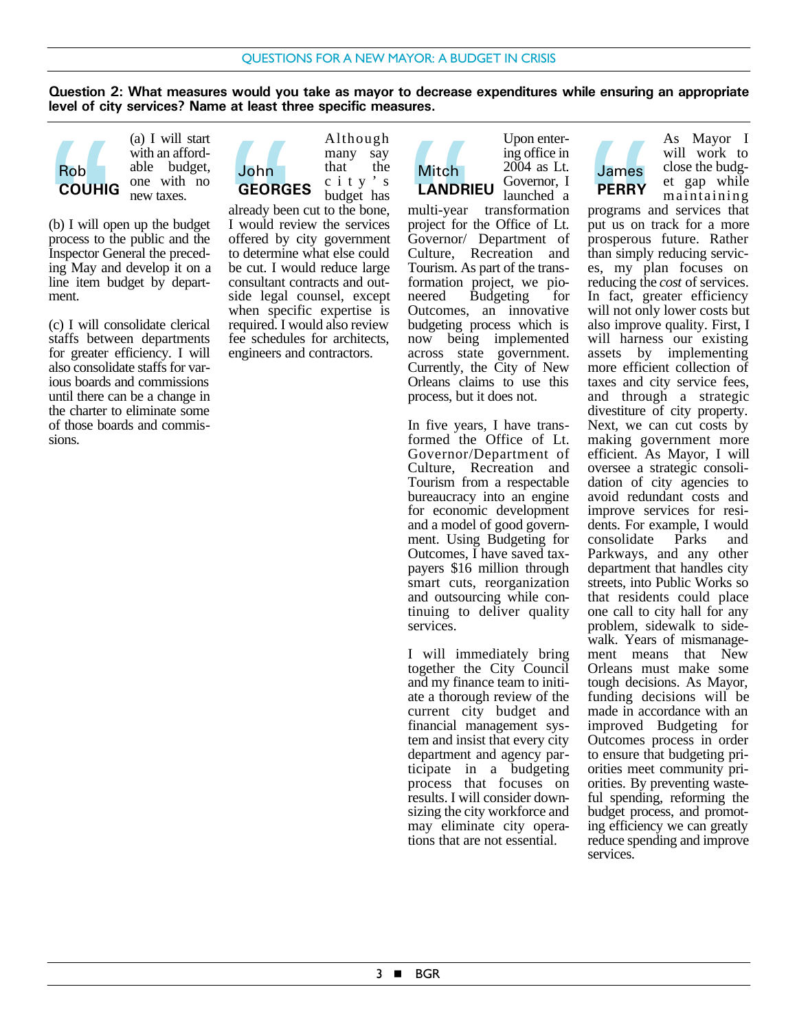QUESTIONS FOR A NEW MAYOR: A BUDGET IN CRISIS

**Question 2: What measures would you take as mayor to decrease expenditures while ensuring an appropriate level of city services? Name at least three specific measures.**

### Rob COUHIG

(a) I will start with an affordable budget, one with no new taxes.

(b) I will open up the budget process to the public and the Inspector General the preceding May and develop it on a line item budget by department.

(c) I will consolidate clerical staffs between departments for greater efficiency. I will also consolidate staffs for various boards and commissions until there can be a change in the charter to eliminate some of those boards and commissions.

### John GEORGES

Although many say that the city's budget has already been cut to the bone, I would review the services offered by city government to determine what else could be cut. I would reduce large consultant contracts and outside legal counsel, except when specific expertise is required. I would also review fee schedules for architects, engineers and contractors.

### Mitch LANDRIEU

Upon entering office in 2004 as Lt. Governor, I launched a multi-year transformation project for the Office of Lt. Governor/ Department of Culture, Recreation and Tourism. As part of the transformation project, we pioneered Budgeting for Outcomes, an innovative budgeting process which is now being implemented across state government. Currently, the City of New Orleans claims to use this process, but it does not.

In five years, I have transformed the Office of Lt. Governor/Department of Culture, Recreation and Tourism from a respectable bureaucracy into an engine for economic development and a model of good government. Using Budgeting for Outcomes, I have saved taxpayers $16 million through smart cuts, reorganization and outsourcing while continuing to deliver quality services.

I will immediately bring together the City Council and my finance team to initiate a thorough review of the current city budget and financial management system and insist that every city department and agency participate in a budgeting process that focuses on results. I will consider downsizing the city workforce and may eliminate city operations that are not essential.

### James PERRY

As Mayor I will work to close the budget gap while maintaining programs and services that put us on track for a more prosperous future. Rather than simply reducing services, my plan focuses on reducing the *cost* of services. In fact, greater efficiency will not only lower costs but also improve quality. First, I will harness our existing assets by implementing more efficient collection of taxes and city service fees, and through a strategic divestiture of city property. Next, we can cut costs by making government more efficient. As Mayor, I will oversee a strategic consolidation of city agencies to avoid redundant costs and improve services for residents. For example, I would consolidate Parks and Parkways, and any other department that handles city streets, into Public Works so that residents could place one call to city hall for any problem, sidewalk to sidewalk. Years of mismanagement means that New Orleans must make some tough decisions. As Mayor, funding decisions will be made in accordance with an improved Budgeting for Outcomes process in order to ensure that budgeting priorities meet community priorities. By preventing wasteful spending, reforming the budget process, and promoting efficiency we can greatly reduce spending and improve services.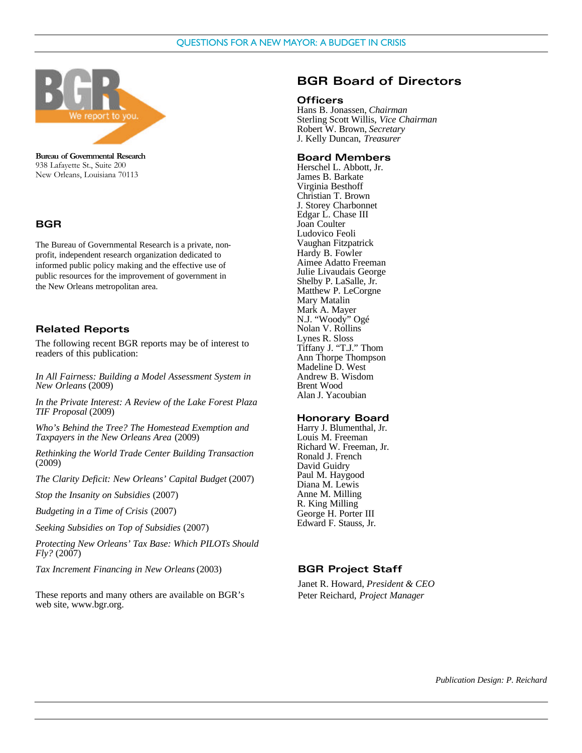Bureau of Governmental Research
938 Lafayette St., Suite 200
New Orleans, Louisiana 70113

## BGR

The Bureau of Governmental Research is a private, non-profit, independent research organization dedicated to informed public policy making and the effective use of public resources for the improvement of government in the New Orleans metropolitan area.

## Related Reports

The following recent BGR reports may be of interest to readers of this publication:

*In All Fairness: Building a Model Assessment System in New Orleans* (2009)

*In the Private Interest: A Review of the Lake Forest Plaza TIF Proposal* (2009)

*Who's Behind the Tree? The Homestead Exemption and Taxpayers in the New Orleans Area* (2009)

*Rethinking the World Trade Center Building Transaction* (2009)

*The Clarity Deficit: New Orleans' Capital Budget* (2007)

*Stop the Insanity on Subsidies* (2007)

*Budgeting in a Time of Crisis* (2007)

*Seeking Subsidies on Top of Subsidies* (2007)

*Protecting New Orleans' Tax Base: Which PILOTs Should Fly?* (2007)

*Tax Increment Financing in New Orleans* (2003)

These reports and many others are available on BGR's web site, www.bgr.org.

## BGR Board of Directors

### Officers

Hans B. Jonassen, *Chairman*
Sterling Scott Willis, *Vice Chairman*
Robert W. Brown, *Secretary*
J. Kelly Duncan, *Treasurer*

### Board Members

Herschel L. Abbott, Jr.
James B. Barkate
Virginia Besthoff
Christian T. Brown
J. Storey Charbonnet
Edgar L. Chase III
Joan Coulter
Ludovico Feoli
Vaughan Fitzpatrick
Hardy B. Fowler
Aimee Adatto Freeman
Julie Livaudais George
Shelby P. LaSalle, Jr.
Matthew P. LeCorgne
Mary Matalin
Mark A. Mayer
N.J. "Woody" Ogé
Nolan V. Rollins
Lynes R. Sloss
Tiffany J. "T.J." Thom
Ann Thorpe Thompson
Madeline D. West
Andrew B. Wisdom
Brent Wood
Alan J. Yacoubian

### Honorary Board

Harry J. Blumenthal, Jr.
Louis M. Freeman
Richard W. Freeman, Jr.
Ronald J. French
David Guidry
Paul M. Haygood
Diana M. Lewis
Anne M. Milling
R. King Milling
George H. Porter III
Edward F. Stauss, Jr.

## BGR Project Staff

Janet R. Howard, *President & CEO*
Peter Reichard, *Project Manager*

*Publication Design: P. Reichard*